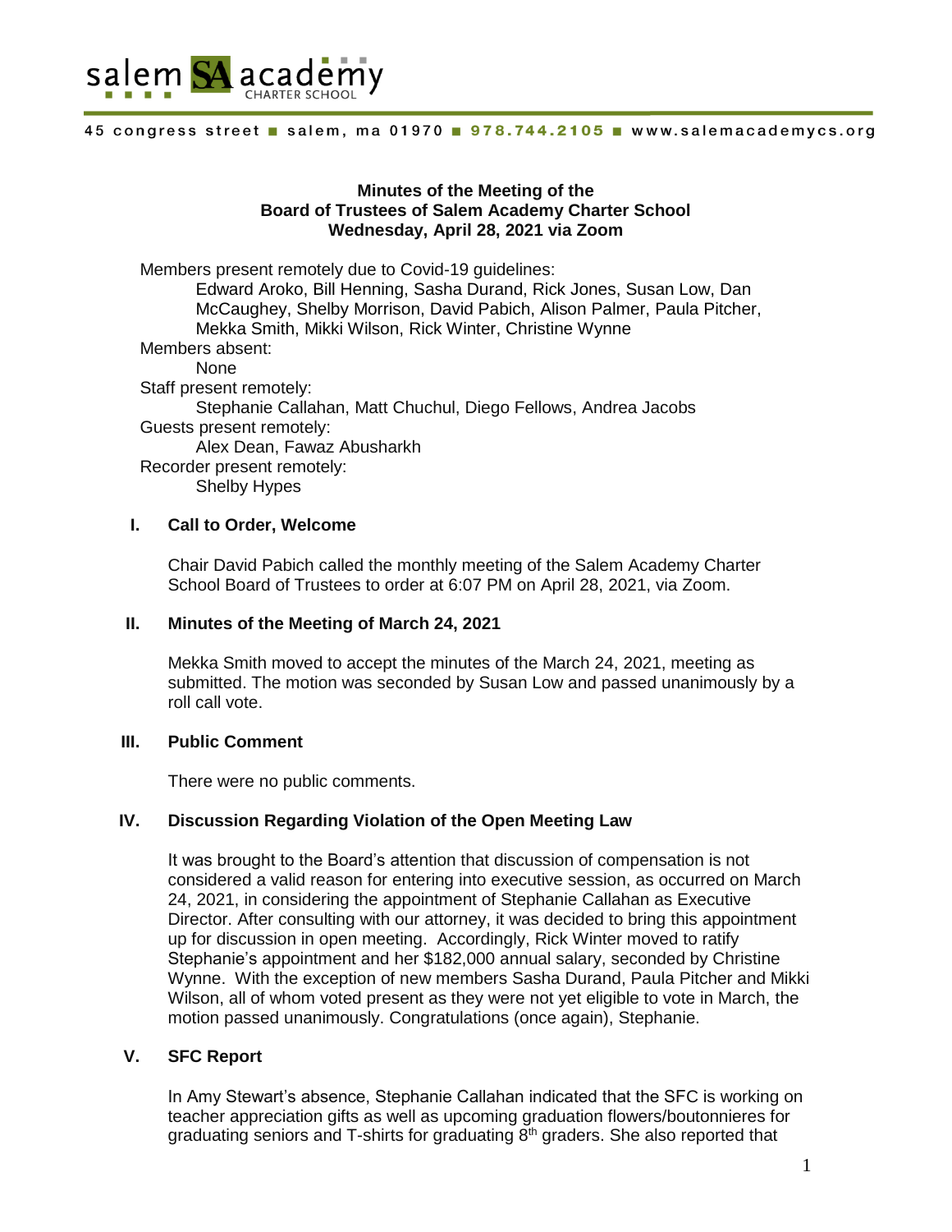salem SA academy CHARTER SCHOOL

45 congress street ■ salem, ma 01970 ■ 978.744.2105 ■ www.salemacademycs.org

**Minutes of the Meeting of the**
**Board of Trustees of Salem Academy Charter School**
**Wednesday, April 28, 2021 via Zoom**

Members present remotely due to Covid-19 guidelines:
Edward Aroko, Bill Henning, Sasha Durand, Rick Jones, Susan Low, Dan McCaughey, Shelby Morrison, David Pabich, Alison Palmer, Paula Pitcher, Mekka Smith, Mikki Wilson, Rick Winter, Christine Wynne

Members absent:
None

Staff present remotely:
Stephanie Callahan, Matt Chuchul, Diego Fellows, Andrea Jacobs

Guests present remotely:
Alex Dean, Fawaz Abusharkh

Recorder present remotely:
Shelby Hypes

## I. Call to Order, Welcome

Chair David Pabich called the monthly meeting of the Salem Academy Charter School Board of Trustees to order at 6:07 PM on April 28, 2021, via Zoom.

## II. Minutes of the Meeting of March 24, 2021

Mekka Smith moved to accept the minutes of the March 24, 2021, meeting as submitted. The motion was seconded by Susan Low and passed unanimously by a roll call vote.

## III. Public Comment

There were no public comments.

## IV. Discussion Regarding Violation of the Open Meeting Law

It was brought to the Board's attention that discussion of compensation is not considered a valid reason for entering into executive session, as occurred on March 24, 2021, in considering the appointment of Stephanie Callahan as Executive Director. After consulting with our attorney, it was decided to bring this appointment up for discussion in open meeting. Accordingly, Rick Winter moved to ratify Stephanie's appointment and her $182,000 annual salary, seconded by Christine Wynne. With the exception of new members Sasha Durand, Paula Pitcher and Mikki Wilson, all of whom voted present as they were not yet eligible to vote in March, the motion passed unanimously. Congratulations (once again), Stephanie.

## V. SFC Report

In Amy Stewart's absence, Stephanie Callahan indicated that the SFC is working on teacher appreciation gifts as well as upcoming graduation flowers/boutonnieres for graduating seniors and T-shirts for graduating 8th graders. She also reported that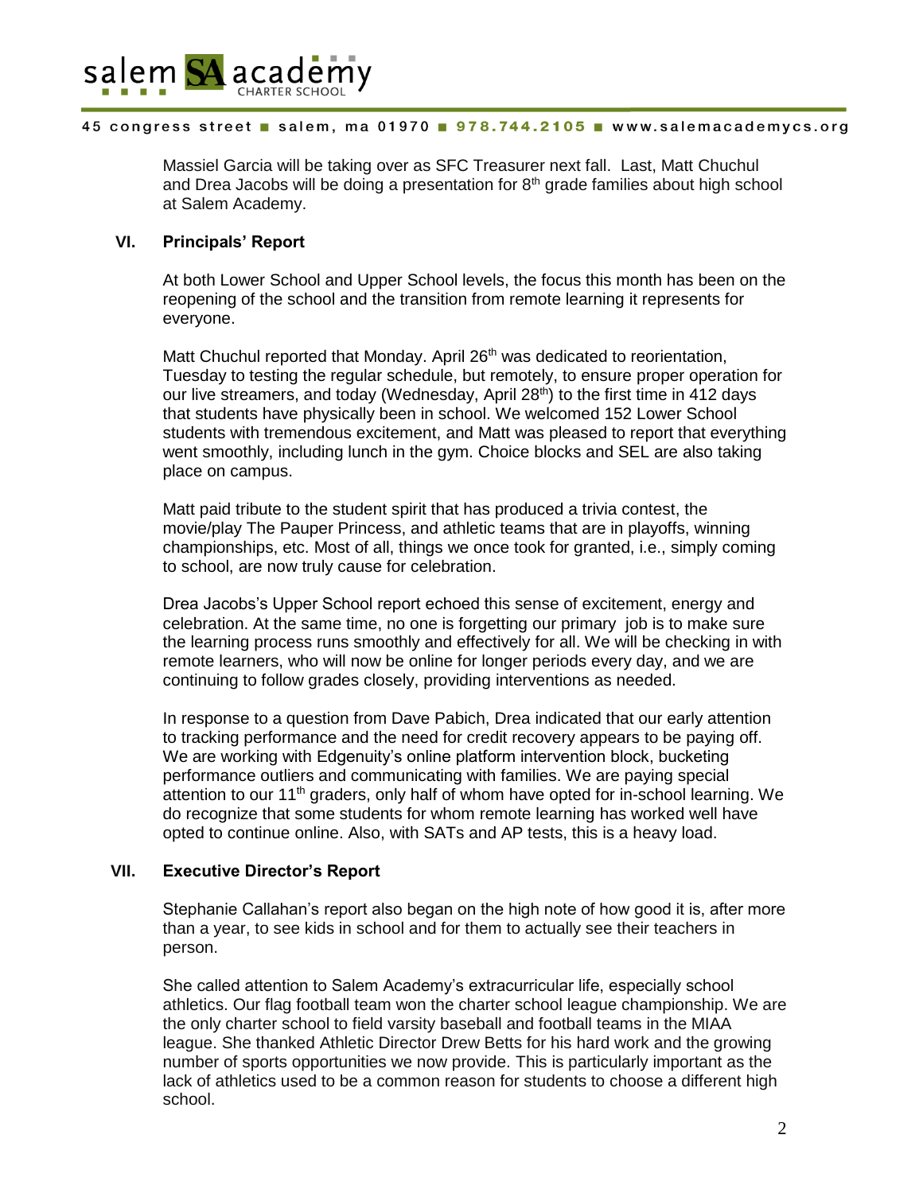Massiel Garcia will be taking over as SFC Treasurer next fall. Last, Matt Chuchul and Drea Jacobs will be doing a presentation for 8th grade families about high school at Salem Academy.

## VI. Principals' Report

At both Lower School and Upper School levels, the focus this month has been on the reopening of the school and the transition from remote learning it represents for everyone.

Matt Chuchul reported that Monday. April 26th was dedicated to reorientation, Tuesday to testing the regular schedule, but remotely, to ensure proper operation for our live streamers, and today (Wednesday, April 28th) to the first time in 412 days that students have physically been in school. We welcomed 152 Lower School students with tremendous excitement, and Matt was pleased to report that everything went smoothly, including lunch in the gym. Choice blocks and SEL are also taking place on campus.

Matt paid tribute to the student spirit that has produced a trivia contest, the movie/play The Pauper Princess, and athletic teams that are in playoffs, winning championships, etc. Most of all, things we once took for granted, i.e., simply coming to school, are now truly cause for celebration.

Drea Jacobs's Upper School report echoed this sense of excitement, energy and celebration. At the same time, no one is forgetting our primary job is to make sure the learning process runs smoothly and effectively for all. We will be checking in with remote learners, who will now be online for longer periods every day, and we are continuing to follow grades closely, providing interventions as needed.

In response to a question from Dave Pabich, Drea indicated that our early attention to tracking performance and the need for credit recovery appears to be paying off. We are working with Edgenuity's online platform intervention block, bucketing performance outliers and communicating with families. We are paying special attention to our 11th graders, only half of whom have opted for in-school learning. We do recognize that some students for whom remote learning has worked well have opted to continue online. Also, with SATs and AP tests, this is a heavy load.

## VII. Executive Director's Report

Stephanie Callahan's report also began on the high note of how good it is, after more than a year, to see kids in school and for them to actually see their teachers in person.

She called attention to Salem Academy's extracurricular life, especially school athletics. Our flag football team won the charter school league championship. We are the only charter school to field varsity baseball and football teams in the MIAA league. She thanked Athletic Director Drew Betts for his hard work and the growing number of sports opportunities we now provide. This is particularly important as the lack of athletics used to be a common reason for students to choose a different high school.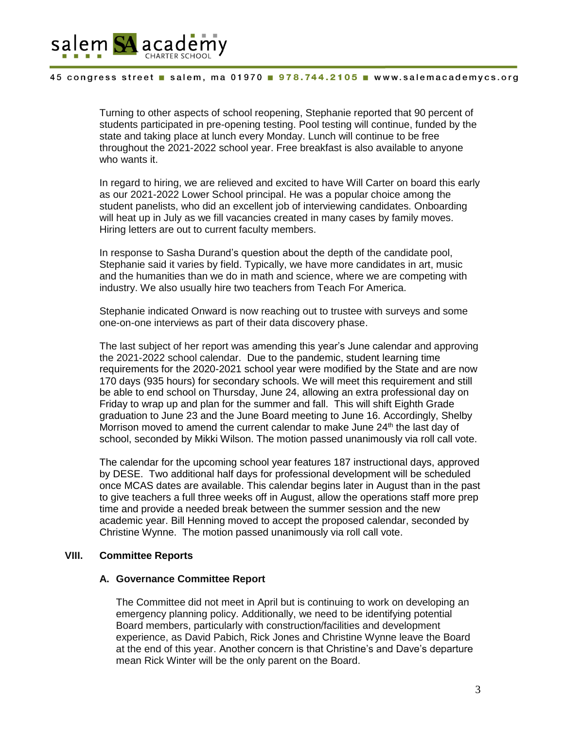Turning to other aspects of school reopening, Stephanie reported that 90 percent of students participated in pre-opening testing. Pool testing will continue, funded by the state and taking place at lunch every Monday. Lunch will continue to be free throughout the 2021-2022 school year. Free breakfast is also available to anyone who wants it.

In regard to hiring, we are relieved and excited to have Will Carter on board this early as our 2021-2022 Lower School principal. He was a popular choice among the student panelists, who did an excellent job of interviewing candidates. Onboarding will heat up in July as we fill vacancies created in many cases by family moves. Hiring letters are out to current faculty members.

In response to Sasha Durand's question about the depth of the candidate pool, Stephanie said it varies by field. Typically, we have more candidates in art, music and the humanities than we do in math and science, where we are competing with industry. We also usually hire two teachers from Teach For America.

Stephanie indicated Onward is now reaching out to trustee with surveys and some one-on-one interviews as part of their data discovery phase.

The last subject of her report was amending this year's June calendar and approving the 2021-2022 school calendar. Due to the pandemic, student learning time requirements for the 2020-2021 school year were modified by the State and are now 170 days (935 hours) for secondary schools. We will meet this requirement and still be able to end school on Thursday, June 24, allowing an extra professional day on Friday to wrap up and plan for the summer and fall. This will shift Eighth Grade graduation to June 23 and the June Board meeting to June 16. Accordingly, Shelby Morrison moved to amend the current calendar to make June 24th the last day of school, seconded by Mikki Wilson. The motion passed unanimously via roll call vote.

The calendar for the upcoming school year features 187 instructional days, approved by DESE. Two additional half days for professional development will be scheduled once MCAS dates are available. This calendar begins later in August than in the past to give teachers a full three weeks off in August, allow the operations staff more prep time and provide a needed break between the summer session and the new academic year. Bill Henning moved to accept the proposed calendar, seconded by Christine Wynne. The motion passed unanimously via roll call vote.

## VIII. Committee Reports

### A. Governance Committee Report

The Committee did not meet in April but is continuing to work on developing an emergency planning policy. Additionally, we need to be identifying potential Board members, particularly with construction/facilities and development experience, as David Pabich, Rick Jones and Christine Wynne leave the Board at the end of this year. Another concern is that Christine's and Dave's departure mean Rick Winter will be the only parent on the Board.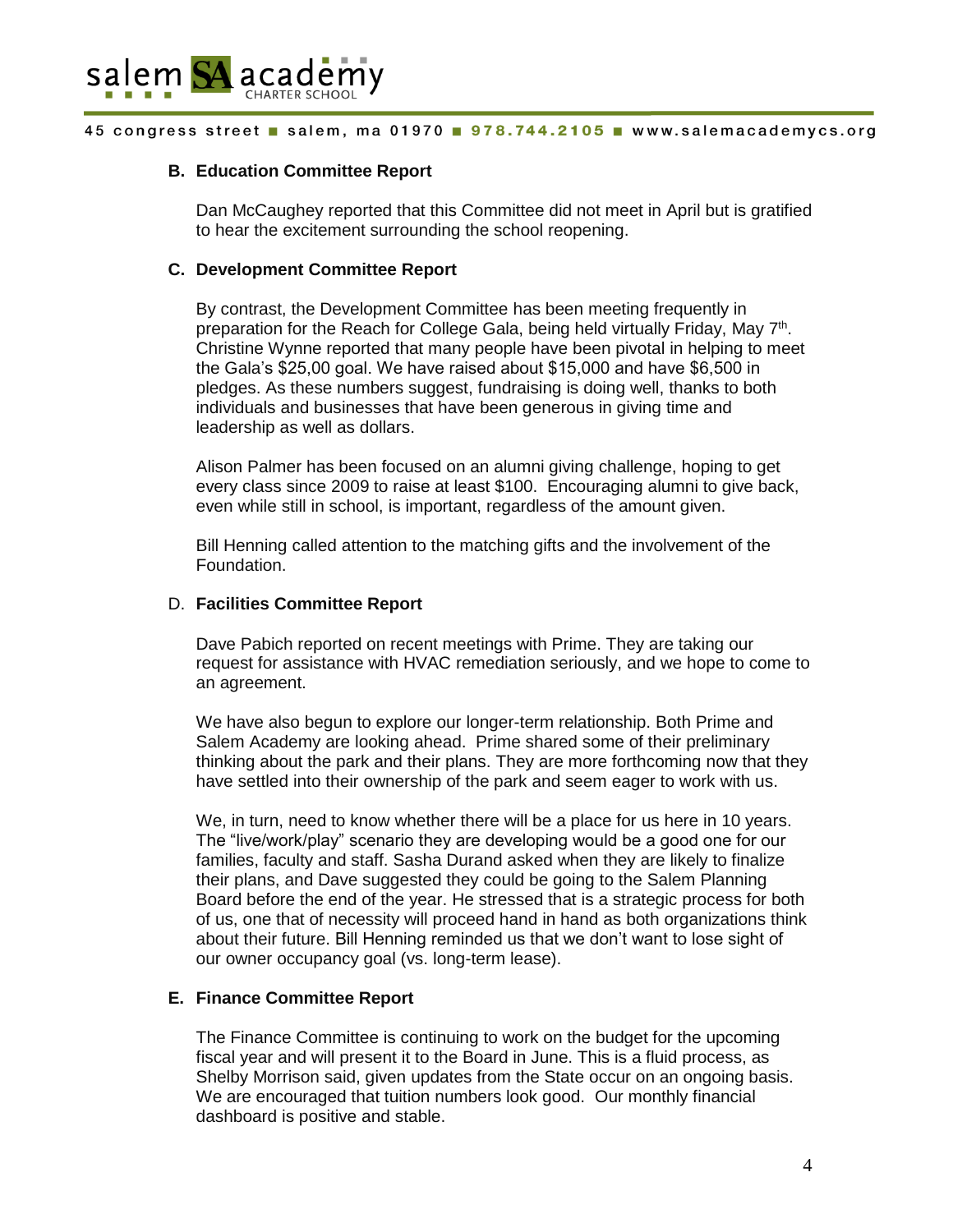### B. Education Committee Report

Dan McCaughey reported that this Committee did not meet in April but is gratified to hear the excitement surrounding the school reopening.

### C. Development Committee Report

By contrast, the Development Committee has been meeting frequently in preparation for the Reach for College Gala, being held virtually Friday, May 7th. Christine Wynne reported that many people have been pivotal in helping to meet the Gala's $25,00 goal. We have raised about $15,000 and have $6,500 in pledges. As these numbers suggest, fundraising is doing well, thanks to both individuals and businesses that have been generous in giving time and leadership as well as dollars.

Alison Palmer has been focused on an alumni giving challenge, hoping to get every class since 2009 to raise at least $100. Encouraging alumni to give back, even while still in school, is important, regardless of the amount given.

Bill Henning called attention to the matching gifts and the involvement of the Foundation.

### D. Facilities Committee Report

Dave Pabich reported on recent meetings with Prime. They are taking our request for assistance with HVAC remediation seriously, and we hope to come to an agreement.

We have also begun to explore our longer-term relationship. Both Prime and Salem Academy are looking ahead. Prime shared some of their preliminary thinking about the park and their plans. They are more forthcoming now that they have settled into their ownership of the park and seem eager to work with us.

We, in turn, need to know whether there will be a place for us here in 10 years. The "live/work/play" scenario they are developing would be a good one for our families, faculty and staff. Sasha Durand asked when they are likely to finalize their plans, and Dave suggested they could be going to the Salem Planning Board before the end of the year. He stressed that is a strategic process for both of us, one that of necessity will proceed hand in hand as both organizations think about their future. Bill Henning reminded us that we don't want to lose sight of our owner occupancy goal (vs. long-term lease).

### E. Finance Committee Report

The Finance Committee is continuing to work on the budget for the upcoming fiscal year and will present it to the Board in June. This is a fluid process, as Shelby Morrison said, given updates from the State occur on an ongoing basis. We are encouraged that tuition numbers look good. Our monthly financial dashboard is positive and stable.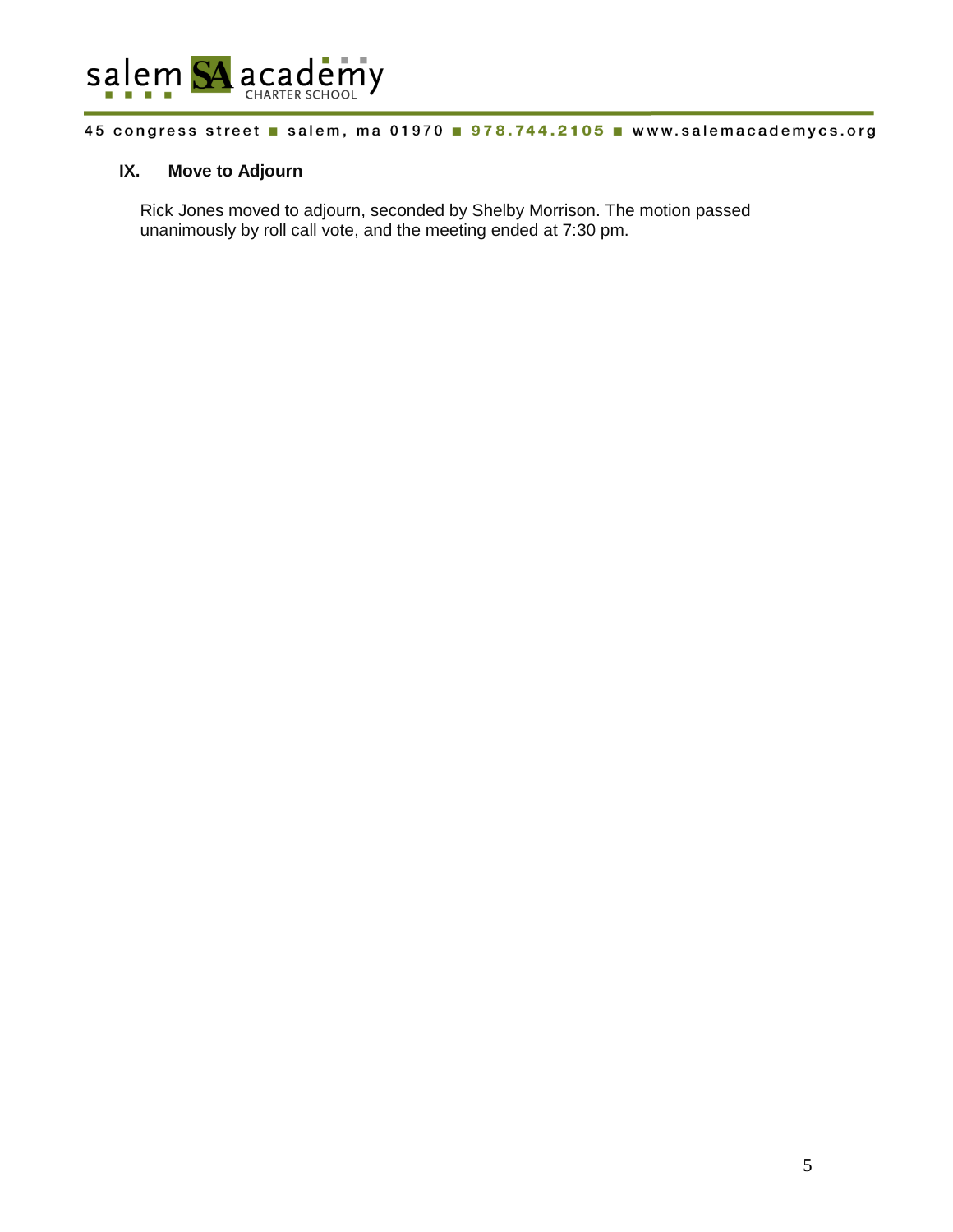## IX. Move to Adjourn

Rick Jones moved to adjourn, seconded by Shelby Morrison. The motion passed unanimously by roll call vote, and the meeting ended at 7:30 pm.